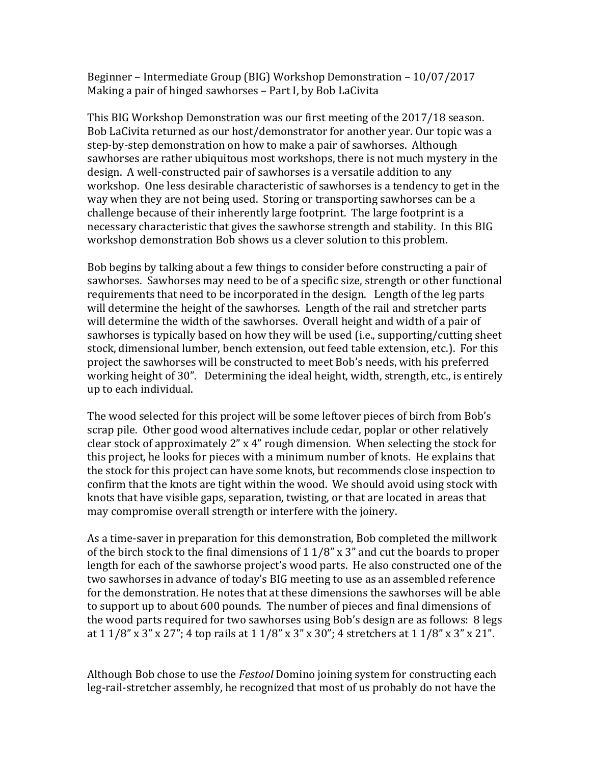Beginner – Intermediate Group (BIG) Workshop Demonstration – 10/07/2017
Making a pair of hinged sawhorses – Part I, by Bob LaCivita

This BIG Workshop Demonstration was our first meeting of the 2017/18 season. Bob LaCivita returned as our host/demonstrator for another year. Our topic was a step-by-step demonstration on how to make a pair of sawhorses. Although sawhorses are rather ubiquitous most workshops, there is not much mystery in the design. A well-constructed pair of sawhorses is a versatile addition to any workshop. One less desirable characteristic of sawhorses is a tendency to get in the way when they are not being used. Storing or transporting sawhorses can be a challenge because of their inherently large footprint. The large footprint is a necessary characteristic that gives the sawhorse strength and stability. In this BIG workshop demonstration Bob shows us a clever solution to this problem.

Bob begins by talking about a few things to consider before constructing a pair of sawhorses. Sawhorses may need to be of a specific size, strength or other functional requirements that need to be incorporated in the design. Length of the leg parts will determine the height of the sawhorses. Length of the rail and stretcher parts will determine the width of the sawhorses. Overall height and width of a pair of sawhorses is typically based on how they will be used (i.e., supporting/cutting sheet stock, dimensional lumber, bench extension, out feed table extension, etc.). For this project the sawhorses will be constructed to meet Bob's needs, with his preferred working height of 30". Determining the ideal height, width, strength, etc., is entirely up to each individual.

The wood selected for this project will be some leftover pieces of birch from Bob's scrap pile. Other good wood alternatives include cedar, poplar or other relatively clear stock of approximately 2" x 4" rough dimension. When selecting the stock for this project, he looks for pieces with a minimum number of knots. He explains that the stock for this project can have some knots, but recommends close inspection to confirm that the knots are tight within the wood. We should avoid using stock with knots that have visible gaps, separation, twisting, or that are located in areas that may compromise overall strength or interfere with the joinery.

As a time-saver in preparation for this demonstration, Bob completed the millwork of the birch stock to the final dimensions of 1 1/8" x 3" and cut the boards to proper length for each of the sawhorse project's wood parts. He also constructed one of the two sawhorses in advance of today's BIG meeting to use as an assembled reference for the demonstration. He notes that at these dimensions the sawhorses will be able to support up to about 600 pounds. The number of pieces and final dimensions of the wood parts required for two sawhorses using Bob's design are as follows: 8 legs at 1 1/8" x 3" x 27"; 4 top rails at 1 1/8" x 3" x 30"; 4 stretchers at 1 1/8" x 3" x 21".

Although Bob chose to use the *Festool* Domino joining system for constructing each leg-rail-stretcher assembly, he recognized that most of us probably do not have the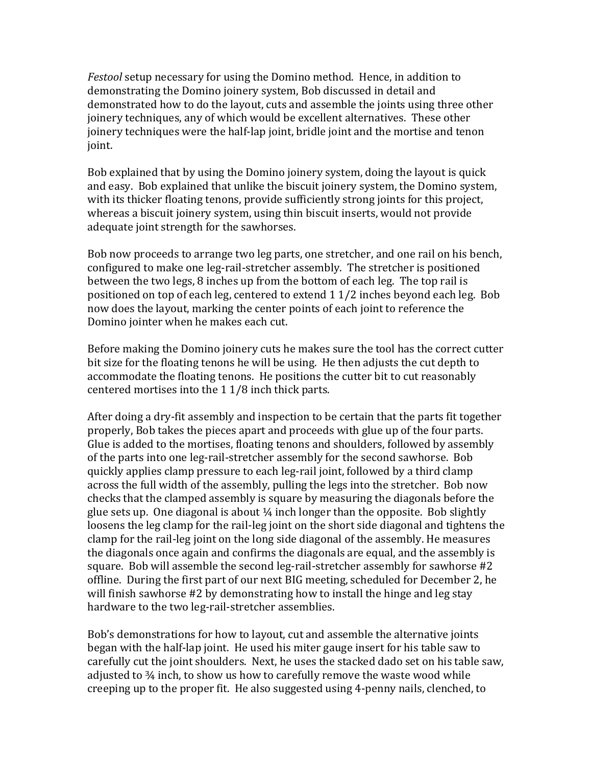*Festool* setup necessary for using the Domino method. Hence, in addition to demonstrating the Domino joinery system, Bob discussed in detail and demonstrated how to do the layout, cuts and assemble the joints using three other joinery techniques, any of which would be excellent alternatives. These other joinery techniques were the half-lap joint, bridle joint and the mortise and tenon joint.

Bob explained that by using the Domino joinery system, doing the layout is quick and easy. Bob explained that unlike the biscuit joinery system, the Domino system, with its thicker floating tenons, provide sufficiently strong joints for this project, whereas a biscuit joinery system, using thin biscuit inserts, would not provide adequate joint strength for the sawhorses.

Bob now proceeds to arrange two leg parts, one stretcher, and one rail on his bench, configured to make one leg-rail-stretcher assembly. The stretcher is positioned between the two legs, 8 inches up from the bottom of each leg. The top rail is positioned on top of each leg, centered to extend 1 1/2 inches beyond each leg. Bob now does the layout, marking the center points of each joint to reference the Domino jointer when he makes each cut.

Before making the Domino joinery cuts he makes sure the tool has the correct cutter bit size for the floating tenons he will be using. He then adjusts the cut depth to accommodate the floating tenons. He positions the cutter bit to cut reasonably centered mortises into the 1 1/8 inch thick parts.

After doing a dry-fit assembly and inspection to be certain that the parts fit together properly, Bob takes the pieces apart and proceeds with glue up of the four parts. Glue is added to the mortises, floating tenons and shoulders, followed by assembly of the parts into one leg-rail-stretcher assembly for the second sawhorse. Bob quickly applies clamp pressure to each leg-rail joint, followed by a third clamp across the full width of the assembly, pulling the legs into the stretcher. Bob now checks that the clamped assembly is square by measuring the diagonals before the glue sets up. One diagonal is about ¼ inch longer than the opposite. Bob slightly loosens the leg clamp for the rail-leg joint on the short side diagonal and tightens the clamp for the rail-leg joint on the long side diagonal of the assembly. He measures the diagonals once again and confirms the diagonals are equal, and the assembly is square. Bob will assemble the second leg-rail-stretcher assembly for sawhorse #2 offline. During the first part of our next BIG meeting, scheduled for December 2, he will finish sawhorse #2 by demonstrating how to install the hinge and leg stay hardware to the two leg-rail-stretcher assemblies.

Bob's demonstrations for how to layout, cut and assemble the alternative joints began with the half-lap joint. He used his miter gauge insert for his table saw to carefully cut the joint shoulders. Next, he uses the stacked dado set on his table saw, adjusted to ¾ inch, to show us how to carefully remove the waste wood while creeping up to the proper fit. He also suggested using 4-penny nails, clenched, to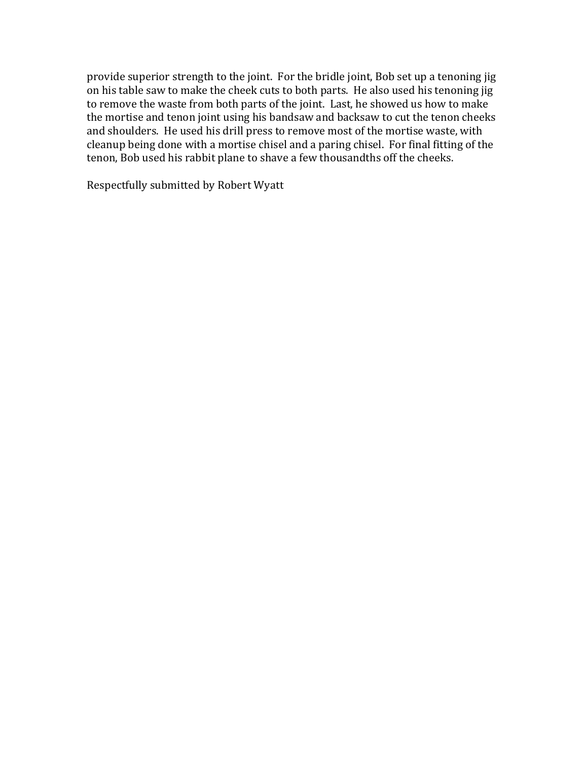provide superior strength to the joint. For the bridle joint, Bob set up a tenoning jig on his table saw to make the cheek cuts to both parts. He also used his tenoning jig to remove the waste from both parts of the joint. Last, he showed us how to make the mortise and tenon joint using his bandsaw and backsaw to cut the tenon cheeks and shoulders. He used his drill press to remove most of the mortise waste, with cleanup being done with a mortise chisel and a paring chisel. For final fitting of the tenon, Bob used his rabbit plane to shave a few thousandths off the cheeks.

Respectfully submitted by Robert Wyatt